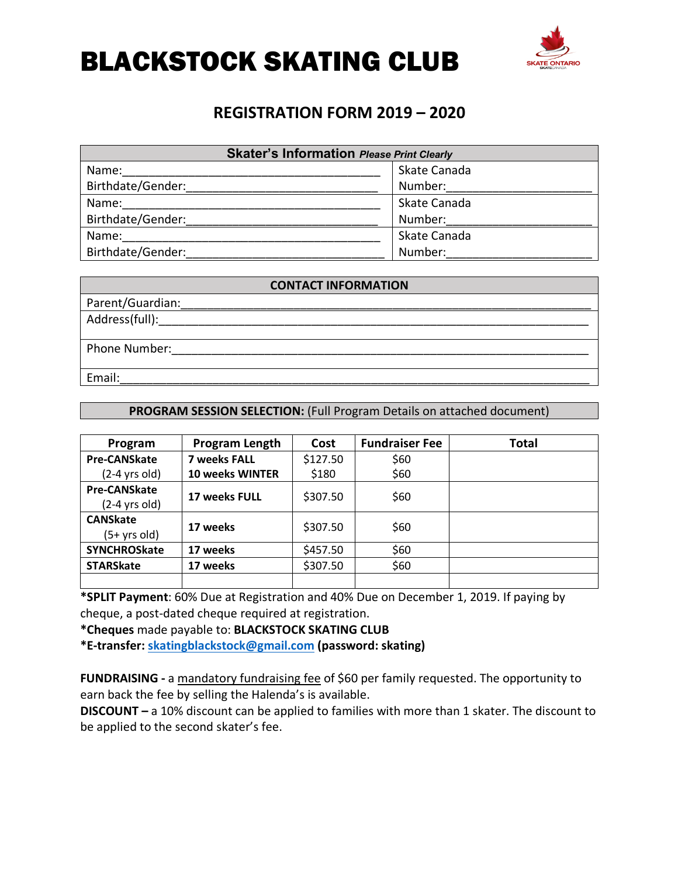# BLACKSTOCK SKATING CLUB

## REGISTRATION FORM 2019 – 2020

| **Skater's Information** ***Please Print Clearly*** | |
|---|---|
| Name:________________________________________ | Skate Canada |
| Birthdate/Gender:____________________________ | Number:_____________________ |
| Name:________________________________________ | Skate Canada |
| Birthdate/Gender:____________________________ | Number:_____________________ |
| Name:________________________________________ | Skate Canada |
| Birthdate/Gender:____________________________ | Number:_____________________ |

| **CONTACT INFORMATION** |
|---|
| Parent/Guardian:______________________________________________________________ |
| Address(full):________________________________________________________________ |
| Phone Number:_________________________________________________________________ |
| Email:________________________________________________________________________ |

**PROGRAM SESSION SELECTION:** (Full Program Details on attached document)

| Program | Program Length | Cost | Fundraiser Fee | Total |
|---|---|---|---|---|
| **Pre-CANSkate** (2-4 yrs old) | **7 weeks FALL**<br>**10 weeks WINTER** | $127.50<br>$180 | $60<br>$60 | |
| **Pre-CANSkate** (2-4 yrs old) | **17 weeks FULL** | $307.50 | $60 | |
| **CANSkate** (5+ yrs old) | **17 weeks** | $307.50 | $60 | |
| **SYNCHROSkate** | **17 weeks** | $457.50 | $60 | |
| **STARSkate** | **17 weeks** | $307.50 | $60 | |
| | | | | |

***SPLIT Payment**: 60% Due at Registration and 40% Due on December 1, 2019. If paying by cheque, a post-dated cheque required at registration.

***Cheques** made payable to: **BLACKSTOCK SKATING CLUB**

***E-transfer: skatingblackstock@gmail.com (password: skating)**

**FUNDRAISING -** a mandatory fundraising fee of $60 per family requested. The opportunity to earn back the fee by selling the Halenda's is available.

**DISCOUNT –** a 10% discount can be applied to families with more than 1 skater. The discount to be applied to the second skater's fee.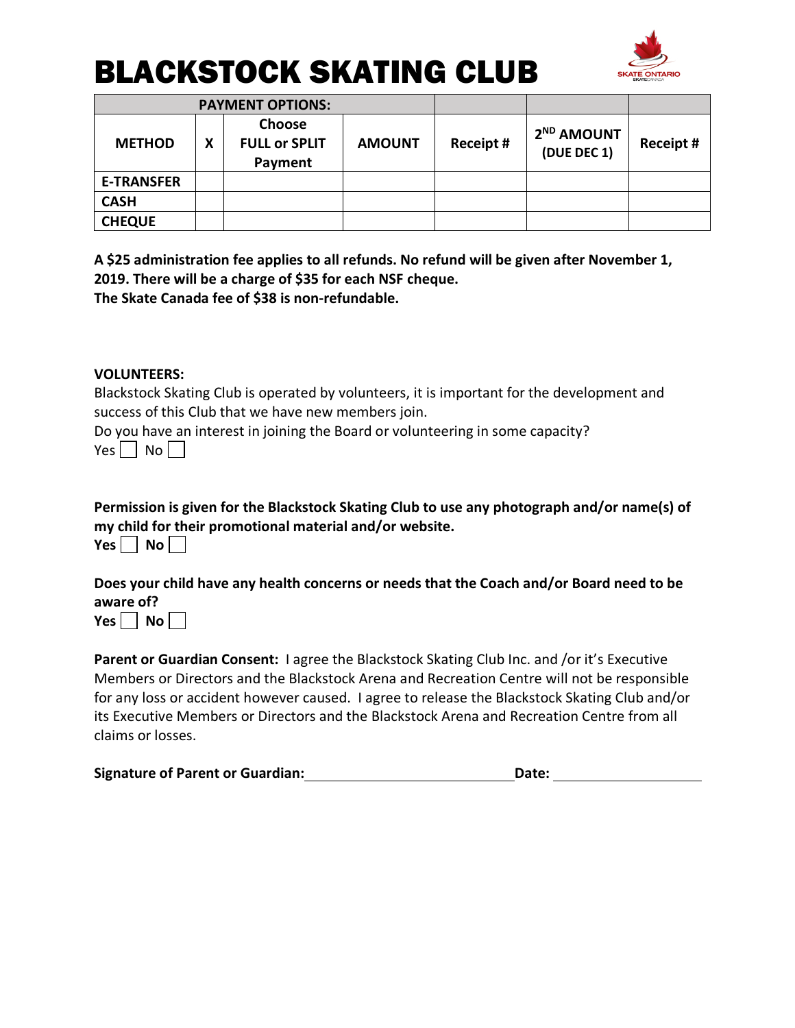# BLACKSTOCK SKATING CLUB

| PAYMENT OPTIONS: | | | | | | |
|---|---|---|---|---|---|---|
| **METHOD** | **X** | **Choose FULL or SPLIT Payment** | **AMOUNT** | **Receipt #** | **2ND AMOUNT (DUE DEC 1)** | **Receipt #** |
| **E-TRANSFER** | | | | | | |
| **CASH** | | | | | | |
| **CHEQUE** | | | | | | |

**A $25 administration fee applies to all refunds. No refund will be given after November 1, 2019. There will be a charge of $35 for each NSF cheque.**
**The Skate Canada fee of $38 is non-refundable.**

**VOLUNTEERS:**
Blackstock Skating Club is operated by volunteers, it is important for the development and success of this Club that we have new members join.
Do you have an interest in joining the Board or volunteering in some capacity?
Yes ☐ No ☐

**Permission is given for the Blackstock Skating Club to use any photograph and/or name(s) of my child for their promotional material and/or website.**
**Yes** ☐ **No** ☐

**Does your child have any health concerns or needs that the Coach and/or Board need to be aware of?**
**Yes** ☐ **No** ☐

**Parent or Guardian Consent:** I agree the Blackstock Skating Club Inc. and /or it's Executive Members or Directors and the Blackstock Arena and Recreation Centre will not be responsible for any loss or accident however caused. I agree to release the Blackstock Skating Club and/or its Executive Members or Directors and the Blackstock Arena and Recreation Centre from all claims or losses.

**Signature of Parent or Guardian:**\_\_\_\_\_\_\_\_\_\_\_\_\_\_\_\_\_\_\_\_\_\_\_\_\_\_\_\_ **Date:** \_\_\_\_\_\_\_\_\_\_\_\_\_\_\_\_\_\_\_\_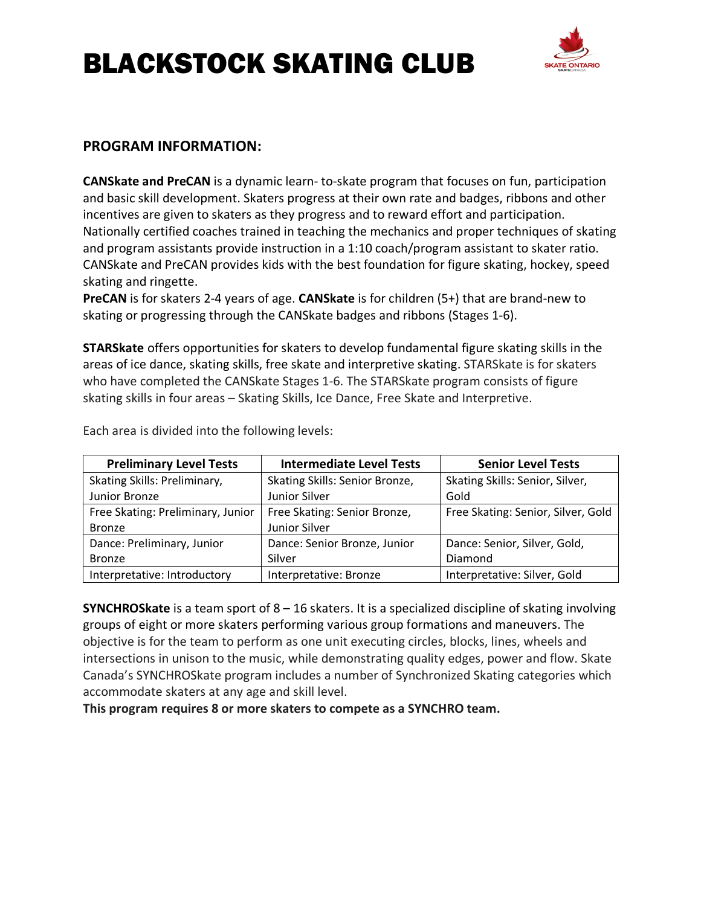# BLACKSTOCK SKATING CLUB

## PROGRAM INFORMATION:

**CANSkate and PreCAN** is a dynamic learn- to-skate program that focuses on fun, participation and basic skill development. Skaters progress at their own rate and badges, ribbons and other incentives are given to skaters as they progress and to reward effort and participation. Nationally certified coaches trained in teaching the mechanics and proper techniques of skating and program assistants provide instruction in a 1:10 coach/program assistant to skater ratio. CANSkate and PreCAN provides kids with the best foundation for figure skating, hockey, speed skating and ringette.

**PreCAN** is for skaters 2-4 years of age. **CANSkate** is for children (5+) that are brand-new to skating or progressing through the CANSkate badges and ribbons (Stages 1-6).

**STARSkate** offers opportunities for skaters to develop fundamental figure skating skills in the areas of ice dance, skating skills, free skate and interpretive skating. STARSkate is for skaters who have completed the CANSkate Stages 1-6. The STARSkate program consists of figure skating skills in four areas – Skating Skills, Ice Dance, Free Skate and Interpretive.

Each area is divided into the following levels:

| Preliminary Level Tests | Intermediate Level Tests | Senior Level Tests |
| --- | --- | --- |
| Skating Skills: Preliminary, Junior Bronze | Skating Skills: Senior Bronze, Junior Silver | Skating Skills: Senior, Silver, Gold |
| Free Skating: Preliminary, Junior Bronze | Free Skating: Senior Bronze, Junior Silver | Free Skating: Senior, Silver, Gold |
| Dance: Preliminary, Junior Bronze | Dance: Senior Bronze, Junior Silver | Dance: Senior, Silver, Gold, Diamond |
| Interpretative: Introductory | Interpretative: Bronze | Interpretative: Silver, Gold |

**SYNCHROSkate** is a team sport of 8 – 16 skaters. It is a specialized discipline of skating involving groups of eight or more skaters performing various group formations and maneuvers. The objective is for the team to perform as one unit executing circles, blocks, lines, wheels and intersections in unison to the music, while demonstrating quality edges, power and flow. Skate Canada's SYNCHROSkate program includes a number of Synchronized Skating categories which accommodate skaters at any age and skill level.

**This program requires 8 or more skaters to compete as a SYNCHRO team.**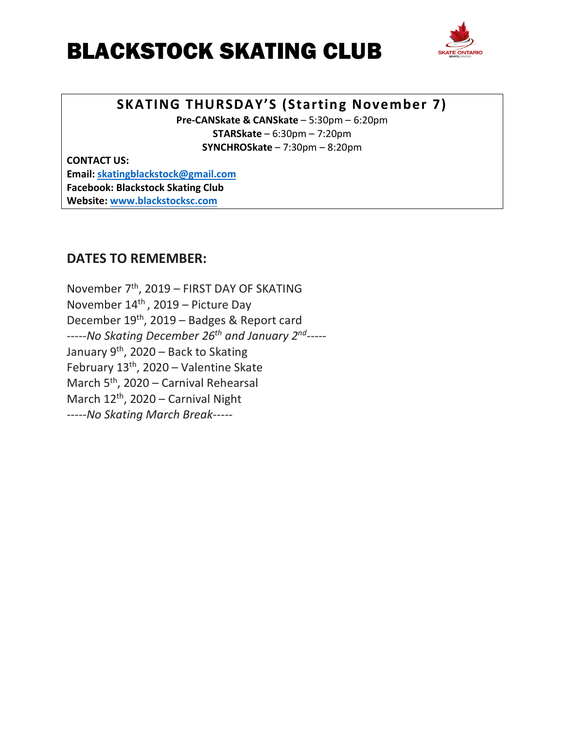# BLACKSTOCK SKATING CLUB

## SKATING THURSDAY'S (Starting November 7)

**Pre-CANSkate & CANSkate** – 5:30pm – 6:20pm
**STARSkate** – 6:30pm – 7:20pm
**SYNCHROSkate** – 7:30pm – 8:20pm

**CONTACT US:**
**Email:** skatingblackstock@gmail.com
**Facebook: Blackstock Skating Club**
**Website:** www.blackstocksc.com

## DATES TO REMEMBER:

November 7th, 2019 – FIRST DAY OF SKATING
November 14th , 2019 – Picture Day
December 19th, 2019 – Badges & Report card
-----*No Skating December 26th and January 2nd*-----
January 9th, 2020 – Back to Skating
February 13th, 2020 – Valentine Skate
March 5th, 2020 – Carnival Rehearsal
March 12th, 2020 – Carnival Night
-----*No Skating March Break*-----